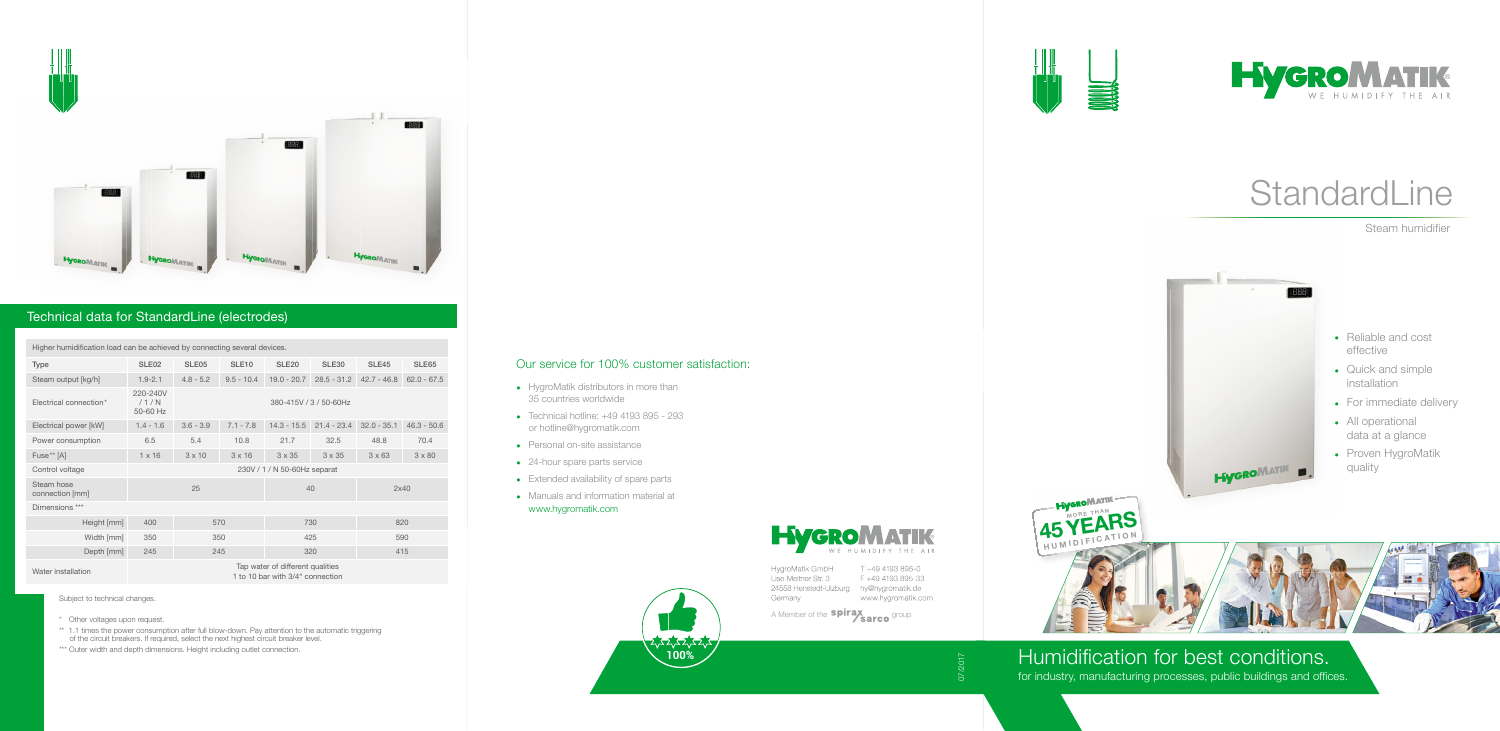## Technical data for StandardLine (electrodes)

| Higher humidification load can be achieved by connecting several devices. | | | | | | | |
|---|---|---|---|---|---|---|---|
| Type | SLE02 | SLE05 | SLE10 | SLE20 | SLE30 | SLE45 | SLE65 |
| Steam output [kg/h] | 1.9 - 2.1 | 4.8 - 5.2 | 9.5 - 10.4 | 19.0 - 20.7 | 28.5 - 31.2 | 42.7 - 46.8 | 62.0 - 67.5 |
| Electrical connection* | 220-240V / 1 / N 50-60 Hz | 380-415V / 3 / 50-60Hz | | | | | |
| Electrical power [kW] | 1.4 - 1.6 | 3.6 - 3.9 | 7.1 - 7.8 | 14.3 - 15.5 | 21.4 - 23.4 | 32.0 - 35.1 | 46.3 - 50.6 |
| Power consumption | 6.5 | 5.4 | 10.8 | 21.7 | 32.5 | 48.8 | 70.4 |
| Fuse** [A] | 1 x 16 | 3 x 10 | 3 x 16 | 3 x 35 | 3 x 35 | 3 x 63 | 3 x 80 |
| Control voltage | 230V / 1 / N 50-60Hz separat | | | | | | |
| Steam hose connection [mm] | 25 | | | 40 | | 2x40 | |
| Dimensions *** | | | | | | | |
| Height [mm] | 400 | 570 | | 730 | | 820 | |
| Width [mm] | 350 | 350 | | 425 | | 590 | |
| Depth [mm] | 245 | 245 | | 320 | | 415 | |
| Water installation | Tap water of different qualities 1 to 10 bar with 3/4" connection | | | | | | |

Subject to technical changes.

\* Other voltages upon request.

\*\* 1.1 times the power consumption after full blow-down. Pay attention to the automatic triggering of the circuit breakers. If required, select the next highest circuit breaker level.

\*\*\* Outer width and depth dimensions. Height including outlet connection.

## Our service for 100% customer satisfaction:

- HygroMatik distributors in more than 35 countries worldwide
- Technical hotline: +49 4193 895 - 293 or hotline@hygromatik.com
- Personal on-site assistance
- 24-hour spare parts service
- Extended availability of spare parts
- Manuals and information material at www.hygromatik.com

HYGROMATIK – WE HUMIDIFY THE AIR

HygroMatik GmbH
Lise Meitner Str. 3
24558 Henstedt-Ulzburg
Germany

T +49 4193 895-0
F +49 4193 895-33
hy@hygromatik.de
www.hygromatik.com

A Member of the spirax sarco group

100%

07/2017

HYGROMATIK – WE HUMIDIFY THE AIR

# StandardLine

Steam humidifier

- Reliable and cost effective
- Quick and simple installation
- For immediate delivery
- All operational data at a glance
- Proven HygroMatik quality

HygroMatik – More than 45 Years Humidification

## Humidification for best conditions.

for industry, manufacturing processes, public buildings and offices.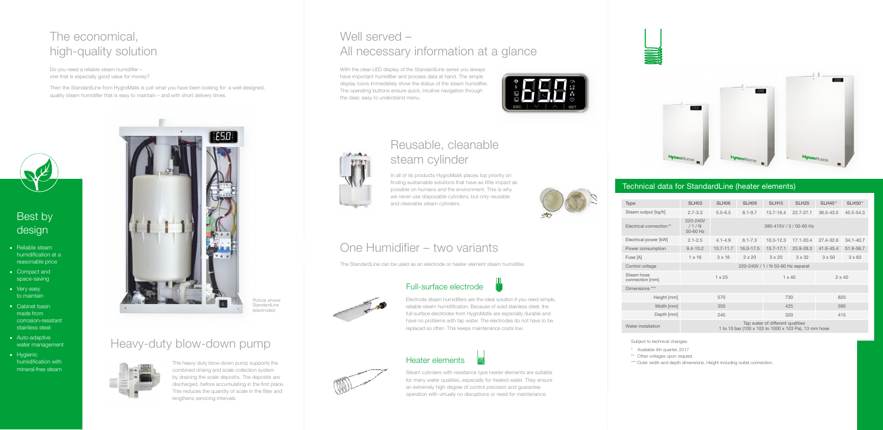# The economical, high-quality solution

Do you need a reliable steam humidifier – one that is especially good value for money?

Then the StandardLine from HygroMatik is just what you have been looking for: a well-designed, quality steam humidifier that is easy to maintain – and with short delivery times.

## Best by design

- Reliable steam humidification at a reasonable price
- Compact and space-saving
- Very easy to maintain
- Cabinet basin made from corrosion-resistant stainless steel
- Auto-adaptive water management
- Hygienic humidification with mineral-free steam

Picture shows StandardLine (electrodes)

## Heavy-duty blow-down pump

The heavy-duty blow-down pump supports the combined rinsing and scale collection system by draining the scale deposits. The deposits are discharged, before accumulating in the first place. This reduces the quantity of scale in the filter and lengthens servicing intervals.

# Well served – All necessary information at a glance

With the clear LED display of the StandardLine series you always have important humidifier and process data at hand. The simple display icons immediately show the status of the steam humidifier. The operating buttons ensure quick, intuitive navigation through the clear, easy to understand menu.

## Reusable, cleanable steam cylinder

In all of its products HygroMatik places top priority on finding sustainable solutions that have as little impact as possible on humans and the environment. This is why we never use disposable cylinders, but only reusable and cleanable steam cylinders.

## One Humidifier – two variants

The StandardLine can be used as an electrode or heater element steam humidifier.

### Full-surface electrode

Electrode steam humidifiers are the ideal solution if you need simple, reliable steam humidification. Because of solid stainless steel, the full-surface electrodes from HygroMatik are especially durable and have no problems with tap water. The electrodes do not have to be replaced so often. This keeps maintenance costs low.

### Heater elements

Steam cylinders with resistance type heater elements are suitable for many water qualities, especially for treated water. They ensure an extremely high degree of control precision and guarantee operation with virtually no disruptions or need for maintenance.

## Technical data for StandardLine (heater elements)

| Type | SLH03 | SLH06 | SLH09 | SLH15 | SLH25 | SLH40* | SLH50* |
|---|---|---|---|---|---|---|---|
| Steam output [kg/h] | 2.7-3.3 | 5.5-6.5 | 8.1-9.7 | 13.7-16.4 | 22.7-27.1 | 36.5-43.5 | 45.5-54.3 |
| Electrical connection** | 220-240V / 1 / N 50-60 Hz | 380-415V / 3 / 50-60 Hz | | | | | |
| Electrical power [kW] | 2.1-2.5 | 4.1-4.9 | 6.1-7.3 | 10.3-12.3 | 17.1-20.4 | 27.4-32.6 | 34.1-40.7 |
| Power consumption | 9.4-10.2 | 10.7-11.7 | 16.0-17.5 | 15.7-17.1 | 25.9-28.3 | 41.6-45.4 | 51.9-56.7 |
| Fuse [A] | 1 x 16 | 3 x 16 | 3 x 20 | 3 x 20 | 3 x 32 | 3 x 50 | 3 x 63 |
| Control voltage | 220-240V / 1 / N 50-60 Hz separat | | | | | | |
| Steam hose connection [mm] | 1 x 25 | | | 1 x 40 | | 2 x 40 | |
| Dimensions *** | | | | | | | |
| Height [mm] | 570 | | | 730 | | 820 | |
| Width [mm] | 350 | | | 425 | | 590 | |
| Depth [mm] | 245 | | | 320 | | 415 | |
| Water installation | Tap water of different qualities 1 to 10 bar (100 x 103 to 1000 x 103 Pa), 13 mm hose | | | | | | |

Subject to technical changes.

\* Available 4th quarter, 2017

\** Other voltages upon request.

\*** Outer width and depth dimensions. Height including outlet connection.